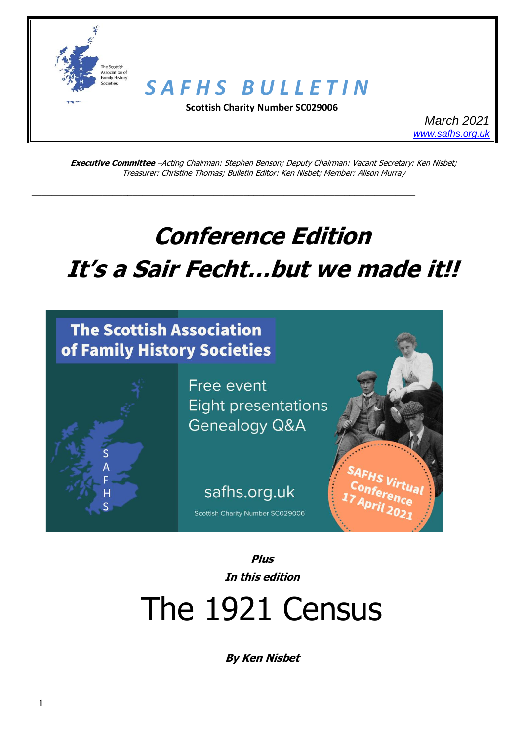# SAFHS BULLETIN

The Scottish Association of Family History Societies

**Scottish Charity Number SC029006**

*March 2021*
www.safhs.org.uk

***Executive Committee*** *–Acting Chairman: Stephen Benson; Deputy Chairman: Vacant Secretary: Ken Nisbet; Treasurer: Christine Thomas; Bulletin Editor: Ken Nisbet; Member: Alison Murray*

---

# *Conference Edition*

# *It's a Sair Fecht…but we made it!!*

The Scottish Association of Family History Societies

Free event
Eight presentations
Genealogy Q&A

safhs.org.uk

Scottish Charity Number SC029006

SAFHS Virtual Conference 17 April 2021

***Plus***

***In this edition***

# The 1921 Census

***By Ken Nisbet***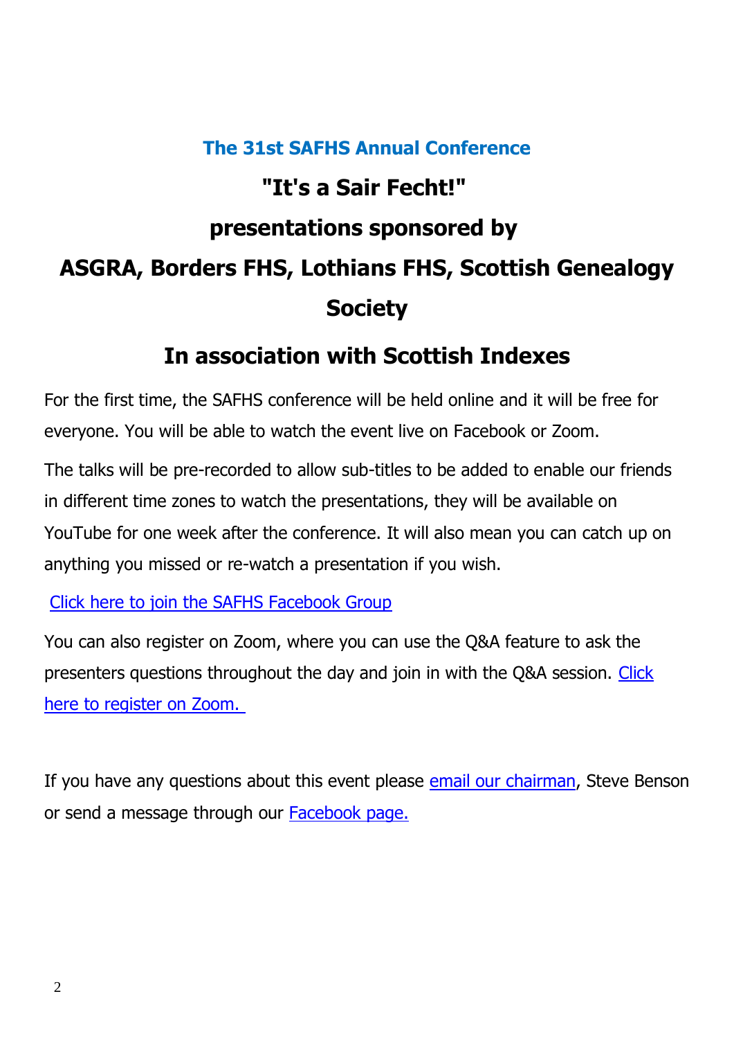## The 31st SAFHS Annual Conference

# "It's a Sair Fecht!"

# presentations sponsored by

# ASGRA, Borders FHS, Lothians FHS, Scottish Genealogy Society

# In association with Scottish Indexes

For the first time, the SAFHS conference will be held online and it will be free for everyone. You will be able to watch the event live on Facebook or Zoom.

The talks will be pre-recorded to allow sub-titles to be added to enable our friends in different time zones to watch the presentations, they will be available on YouTube for one week after the conference. It will also mean you can catch up on anything you missed or re-watch a presentation if you wish.

Click here to join the SAFHS Facebook Group

You can also register on Zoom, where you can use the Q&A feature to ask the presenters questions throughout the day and join in with the Q&A session. Click here to register on Zoom.

If you have any questions about this event please email our chairman, Steve Benson or send a message through our Facebook page.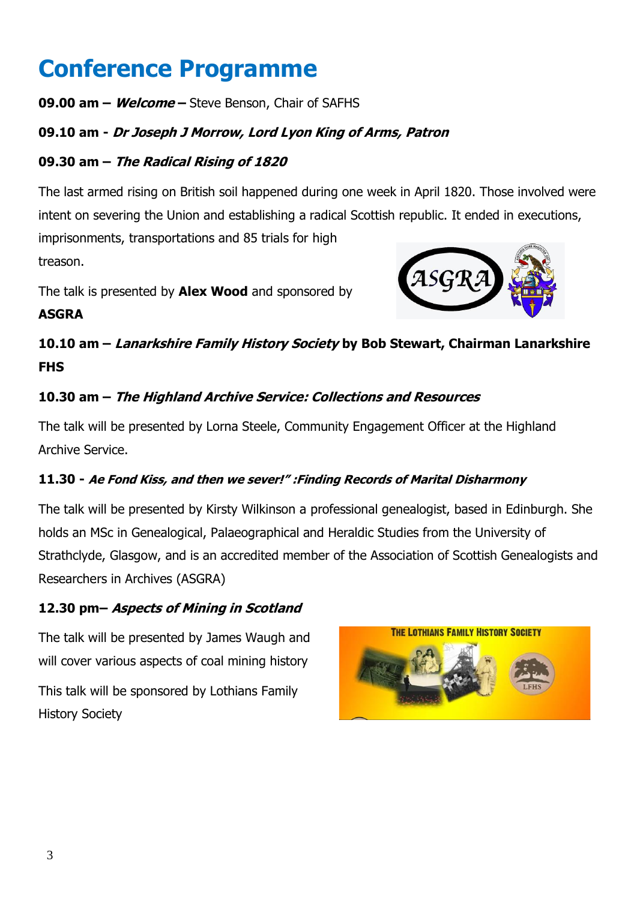# Conference Programme

**09.00 am –** ***Welcome*** **–** Steve Benson, Chair of SAFHS

**09.10 am -** ***Dr Joseph J Morrow, Lord Lyon King of Arms, Patron***

**09.30 am –** ***The Radical Rising of 1820***

The last armed rising on British soil happened during one week in April 1820. Those involved were intent on severing the Union and establishing a radical Scottish republic. It ended in executions, imprisonments, transportations and 85 trials for high treason.

The talk is presented by **Alex Wood** and sponsored by **ASGRA**

**10.10 am –** ***Lanarkshire Family History Society*** **by Bob Stewart, Chairman Lanarkshire FHS**

**10.30 am –** ***The Highland Archive Service: Collections and Resources***

The talk will be presented by Lorna Steele, Community Engagement Officer at the Highland Archive Service.

**11.30 -** ***Ae Fond Kiss, and then we sever!" :Finding Records of Marital Disharmony***

The talk will be presented by Kirsty Wilkinson a professional genealogist, based in Edinburgh. She holds an MSc in Genealogical, Palaeographical and Heraldic Studies from the University of Strathclyde, Glasgow, and is an accredited member of the Association of Scottish Genealogists and Researchers in Archives (ASGRA)

**12.30 pm–** ***Aspects of Mining in Scotland***

The talk will be presented by James Waugh and will cover various aspects of coal mining history

This talk will be sponsored by Lothians Family History Society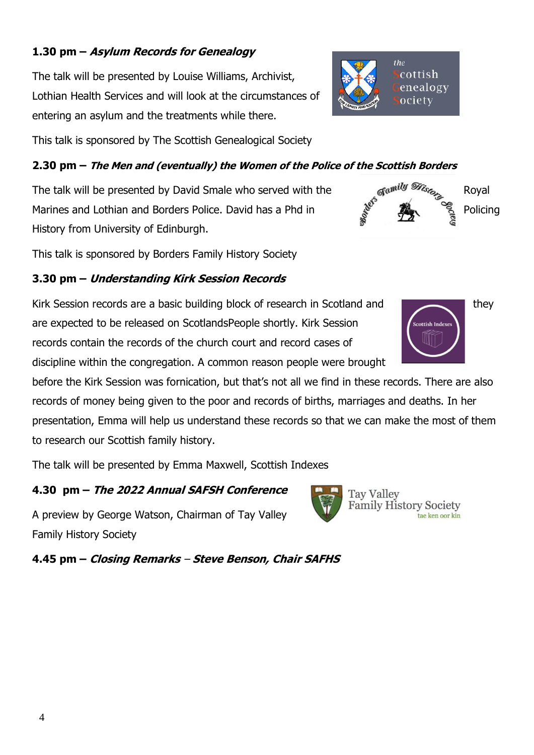**1.30 pm –** ***Asylum Records for Genealogy***

The talk will be presented by Louise Williams, Archivist, Lothian Health Services and will look at the circumstances of entering an asylum and the treatments while there.

This talk is sponsored by The Scottish Genealogical Society

**2.30 pm –** ***The Men and (eventually) the Women of the Police of the Scottish Borders***

The talk will be presented by David Smale who served with the Royal Marines and Lothian and Borders Police. David has a Phd in Policing History from University of Edinburgh.

This talk is sponsored by Borders Family History Society

**3.30 pm –** ***Understanding Kirk Session Records***

Kirk Session records are a basic building block of research in Scotland and they are expected to be released on ScotlandsPeople shortly. Kirk Session records contain the records of the church court and record cases of discipline within the congregation. A common reason people were brought before the Kirk Session was fornication, but that's not all we find in these records. There are also records of money being given to the poor and records of births, marriages and deaths. In her presentation, Emma will help us understand these records so that we can make the most of them to research our Scottish family history.

The talk will be presented by Emma Maxwell, Scottish Indexes

**4.30 pm –** ***The 2022 Annual SAFSH Conference***

A preview by George Watson, Chairman of Tay Valley Family History Society

**4.45 pm –** ***Closing Remarks*** **–** ***Steve Benson, Chair SAFHS***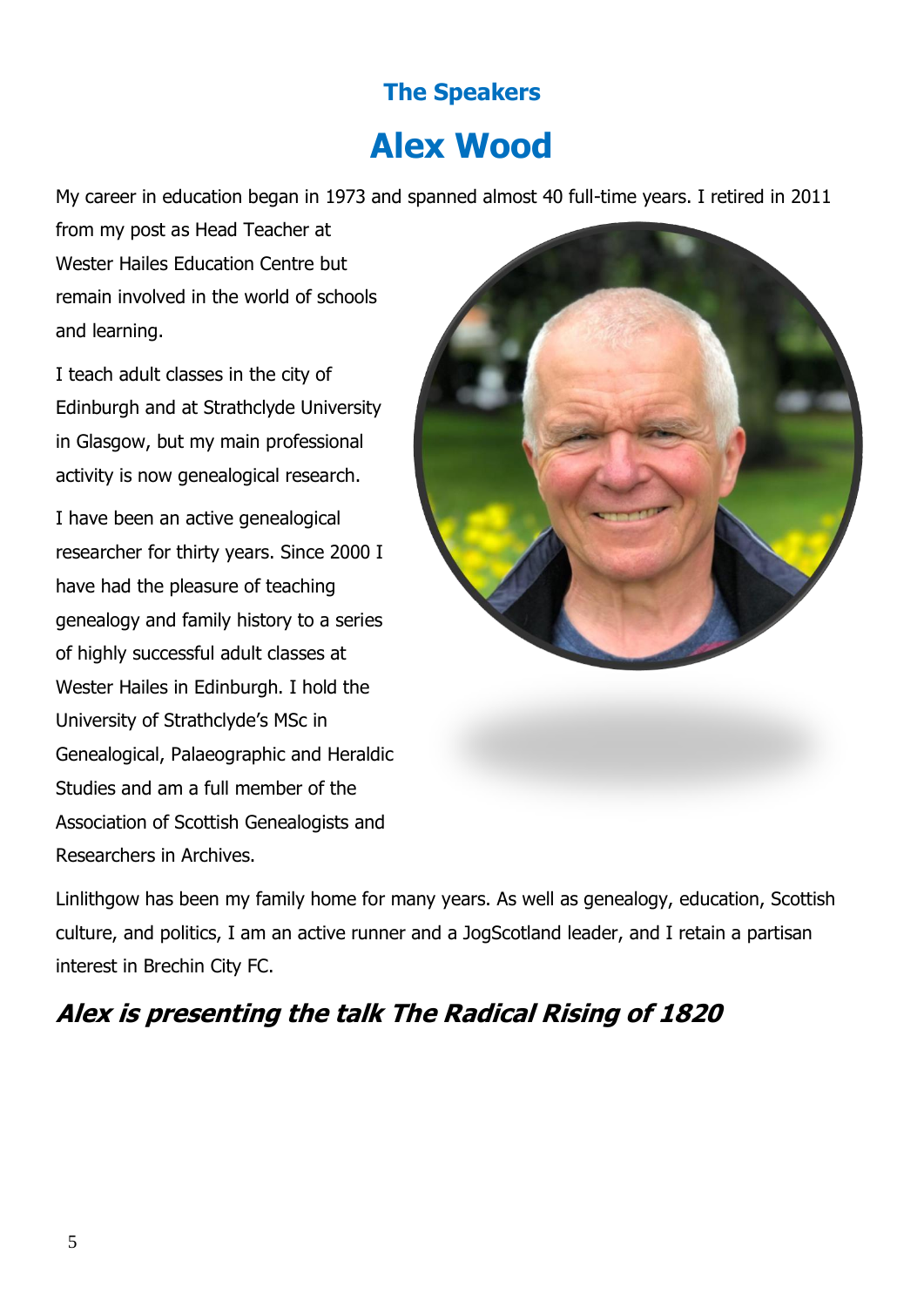## The Speakers

# Alex Wood

My career in education began in 1973 and spanned almost 40 full-time years. I retired in 2011 from my post as Head Teacher at Wester Hailes Education Centre but remain involved in the world of schools and learning.

I teach adult classes in the city of Edinburgh and at Strathclyde University in Glasgow, but my main professional activity is now genealogical research.

I have been an active genealogical researcher for thirty years. Since 2000 I have had the pleasure of teaching genealogy and family history to a series of highly successful adult classes at Wester Hailes in Edinburgh. I hold the University of Strathclyde's MSc in Genealogical, Palaeographic and Heraldic Studies and am a full member of the Association of Scottish Genealogists and Researchers in Archives.

Linlithgow has been my family home for many years. As well as genealogy, education, Scottish culture, and politics, I am an active runner and a JogScotland leader, and I retain a partisan interest in Brechin City FC.

### *Alex is presenting the talk The Radical Rising of 1820*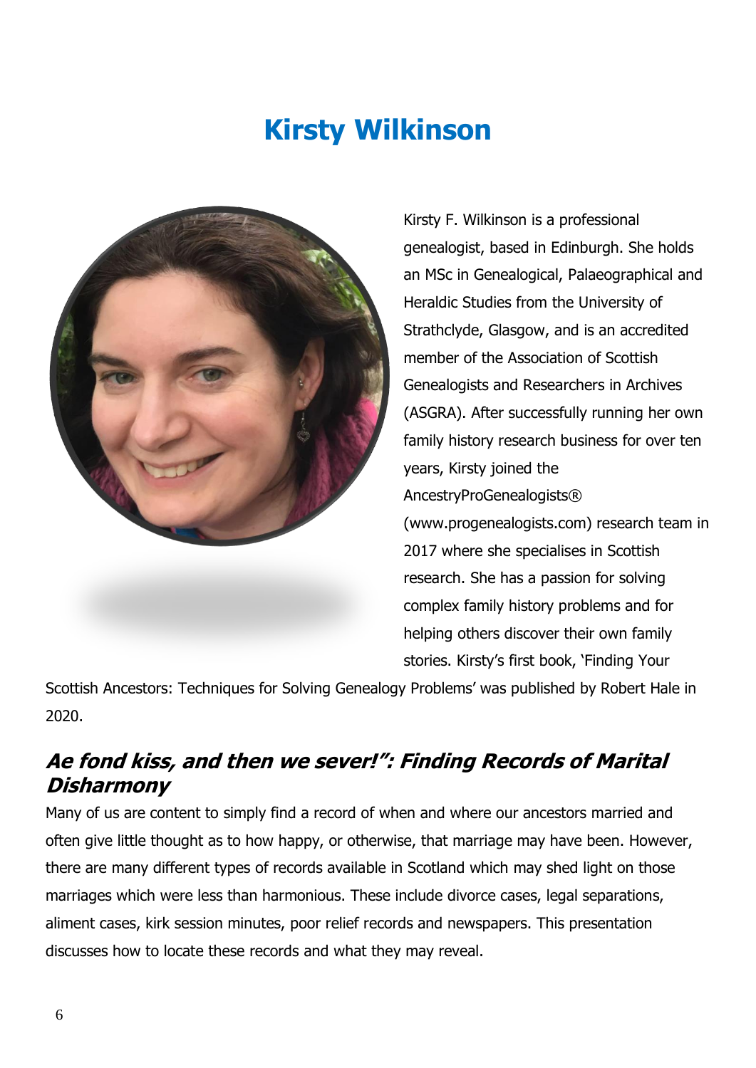# Kirsty Wilkinson

Kirsty F. Wilkinson is a professional genealogist, based in Edinburgh. She holds an MSc in Genealogical, Palaeographical and Heraldic Studies from the University of Strathclyde, Glasgow, and is an accredited member of the Association of Scottish Genealogists and Researchers in Archives (ASGRA). After successfully running her own family history research business for over ten years, Kirsty joined the AncestryProGenealogists® (www.progenealogists.com) research team in 2017 where she specialises in Scottish research. She has a passion for solving complex family history problems and for helping others discover their own family stories. Kirsty's first book, 'Finding Your Scottish Ancestors: Techniques for Solving Genealogy Problems' was published by Robert Hale in 2020.

## *Ae fond kiss, and then we sever!": Finding Records of Marital Disharmony*

Many of us are content to simply find a record of when and where our ancestors married and often give little thought as to how happy, or otherwise, that marriage may have been. However, there are many different types of records available in Scotland which may shed light on those marriages which were less than harmonious. These include divorce cases, legal separations, aliment cases, kirk session minutes, poor relief records and newspapers. This presentation discusses how to locate these records and what they may reveal.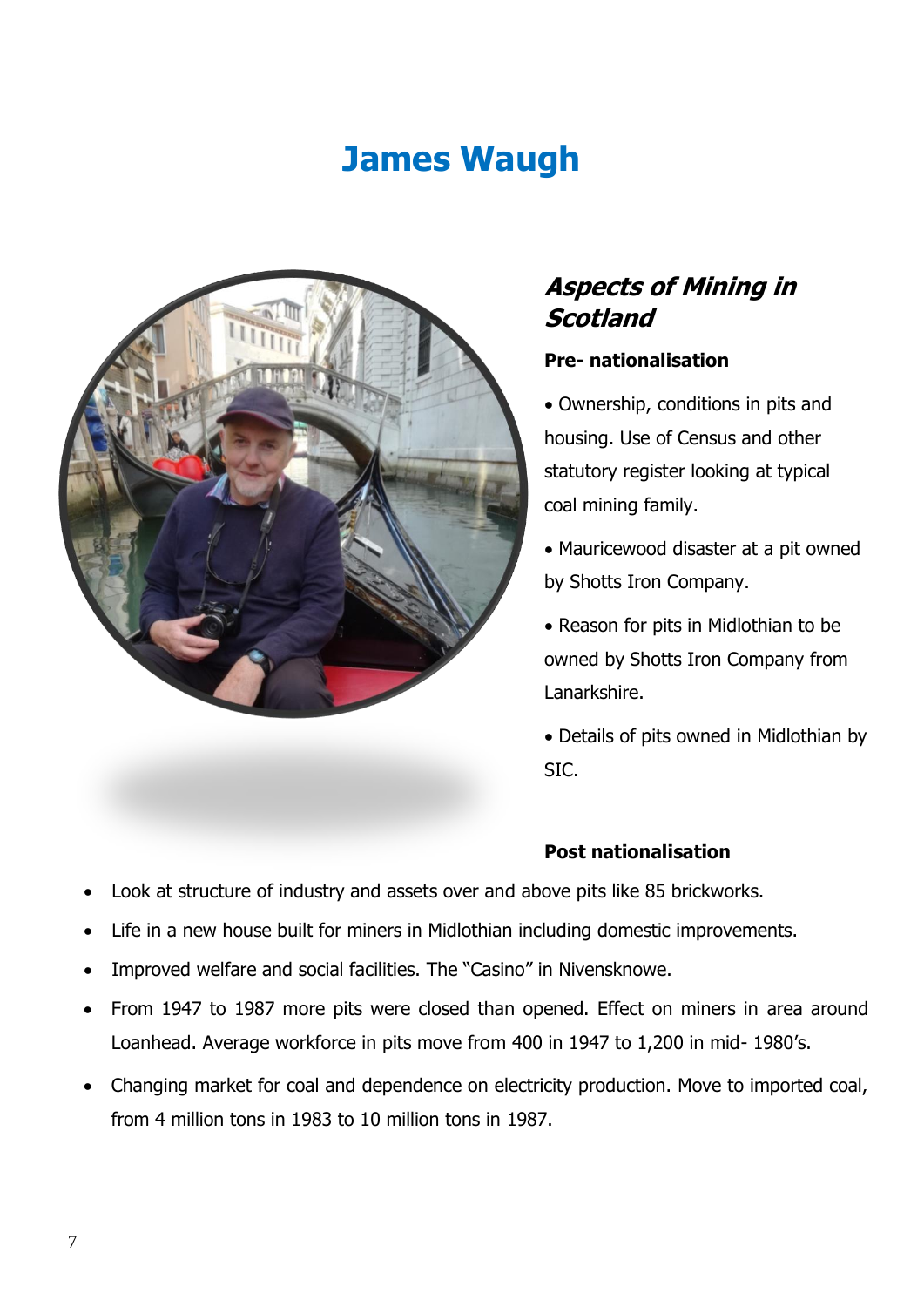# James Waugh

## *Aspects of Mining in Scotland*

**Pre- nationalisation**

- Ownership, conditions in pits and housing. Use of Census and other statutory register looking at typical coal mining family.
- Mauricewood disaster at a pit owned by Shotts Iron Company.
- Reason for pits in Midlothian to be owned by Shotts Iron Company from Lanarkshire.
- Details of pits owned in Midlothian by SIC.

**Post nationalisation**

- Look at structure of industry and assets over and above pits like 85 brickworks.
- Life in a new house built for miners in Midlothian including domestic improvements.
- Improved welfare and social facilities. The "Casino" in Nivensknowe.
- From 1947 to 1987 more pits were closed than opened. Effect on miners in area around Loanhead. Average workforce in pits move from 400 in 1947 to 1,200 in mid- 1980's.
- Changing market for coal and dependence on electricity production. Move to imported coal, from 4 million tons in 1983 to 10 million tons in 1987.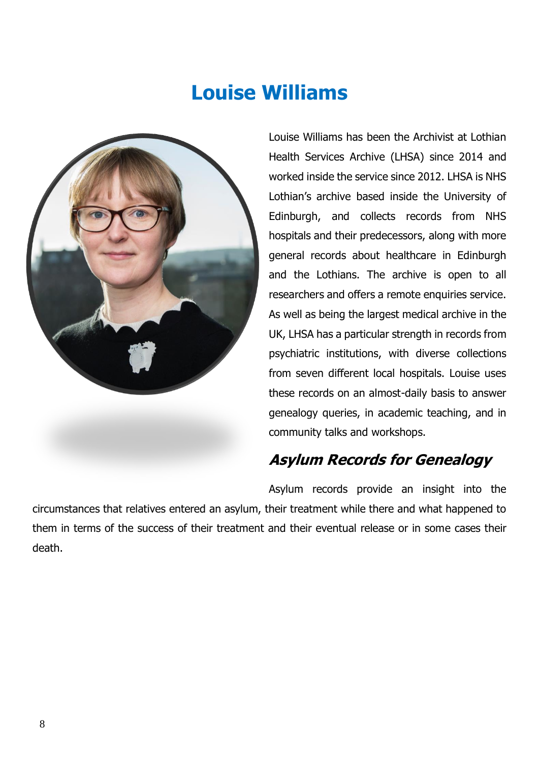# Louise Williams

Louise Williams has been the Archivist at Lothian Health Services Archive (LHSA) since 2014 and worked inside the service since 2012. LHSA is NHS Lothian's archive based inside the University of Edinburgh, and collects records from NHS hospitals and their predecessors, along with more general records about healthcare in Edinburgh and the Lothians. The archive is open to all researchers and offers a remote enquiries service. As well as being the largest medical archive in the UK, LHSA has a particular strength in records from psychiatric institutions, with diverse collections from seven different local hospitals. Louise uses these records on an almost-daily basis to answer genealogy queries, in academic teaching, and in community talks and workshops.

## *Asylum Records for Genealogy*

Asylum records provide an insight into the circumstances that relatives entered an asylum, their treatment while there and what happened to them in terms of the success of their treatment and their eventual release or in some cases their death.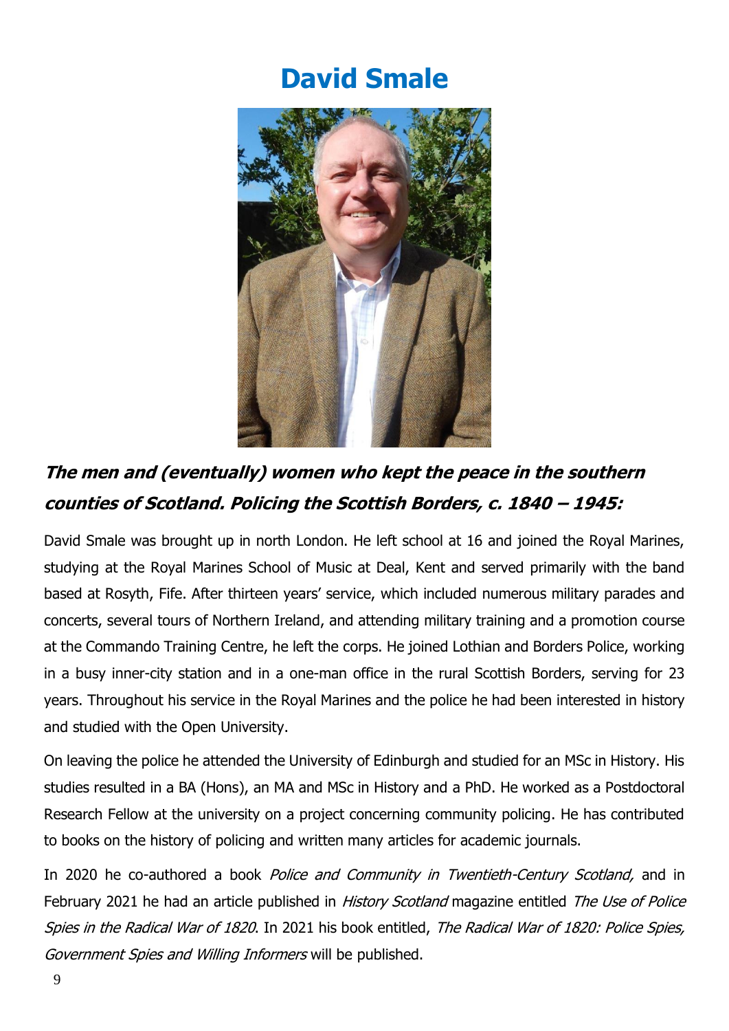# David Smale

### ***The men and (eventually) women who kept the peace in the southern counties of Scotland. Policing the Scottish Borders, c. 1840 – 1945:***

David Smale was brought up in north London. He left school at 16 and joined the Royal Marines, studying at the Royal Marines School of Music at Deal, Kent and served primarily with the band based at Rosyth, Fife. After thirteen years' service, which included numerous military parades and concerts, several tours of Northern Ireland, and attending military training and a promotion course at the Commando Training Centre, he left the corps. He joined Lothian and Borders Police, working in a busy inner-city station and in a one-man office in the rural Scottish Borders, serving for 23 years. Throughout his service in the Royal Marines and the police he had been interested in history and studied with the Open University.

On leaving the police he attended the University of Edinburgh and studied for an MSc in History. His studies resulted in a BA (Hons), an MA and MSc in History and a PhD. He worked as a Postdoctoral Research Fellow at the university on a project concerning community policing. He has contributed to books on the history of policing and written many articles for academic journals.

In 2020 he co-authored a book *Police and Community in Twentieth-Century Scotland,* and in February 2021 he had an article published in *History Scotland* magazine entitled *The Use of Police Spies in the Radical War of 1820*. In 2021 his book entitled, *The Radical War of 1820: Police Spies, Government Spies and Willing Informers* will be published.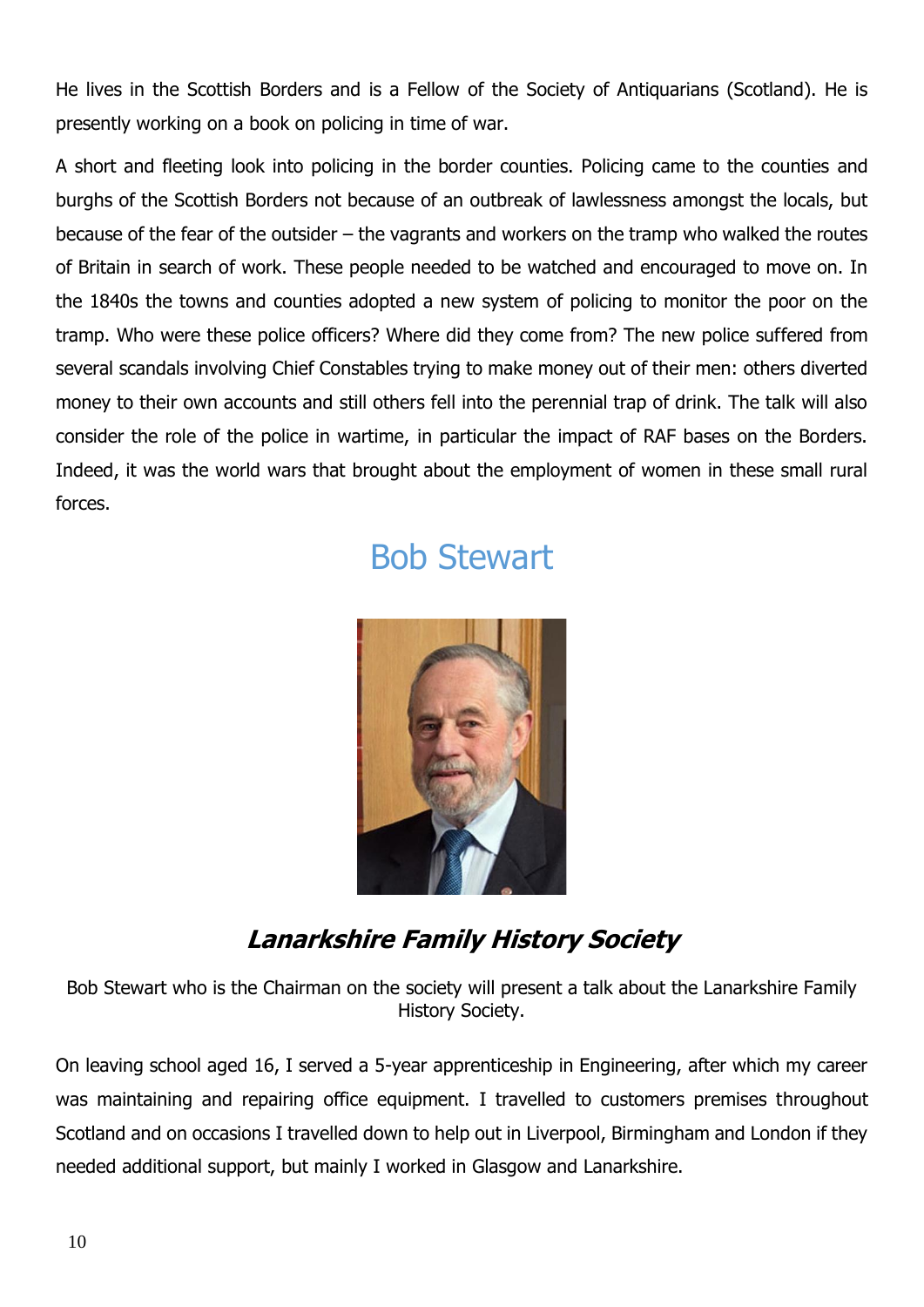He lives in the Scottish Borders and is a Fellow of the Society of Antiquarians (Scotland). He is presently working on a book on policing in time of war.

A short and fleeting look into policing in the border counties. Policing came to the counties and burghs of the Scottish Borders not because of an outbreak of lawlessness amongst the locals, but because of the fear of the outsider – the vagrants and workers on the tramp who walked the routes of Britain in search of work. These people needed to be watched and encouraged to move on. In the 1840s the towns and counties adopted a new system of policing to monitor the poor on the tramp. Who were these police officers? Where did they come from? The new police suffered from several scandals involving Chief Constables trying to make money out of their men: others diverted money to their own accounts and still others fell into the perennial trap of drink. The talk will also consider the role of the police in wartime, in particular the impact of RAF bases on the Borders. Indeed, it was the world wars that brought about the employment of women in these small rural forces.

# Bob Stewart

## ***Lanarkshire Family History Society***

Bob Stewart who is the Chairman on the society will present a talk about the Lanarkshire Family History Society.

On leaving school aged 16, I served a 5-year apprenticeship in Engineering, after which my career was maintaining and repairing office equipment. I travelled to customers premises throughout Scotland and on occasions I travelled down to help out in Liverpool, Birmingham and London if they needed additional support, but mainly I worked in Glasgow and Lanarkshire.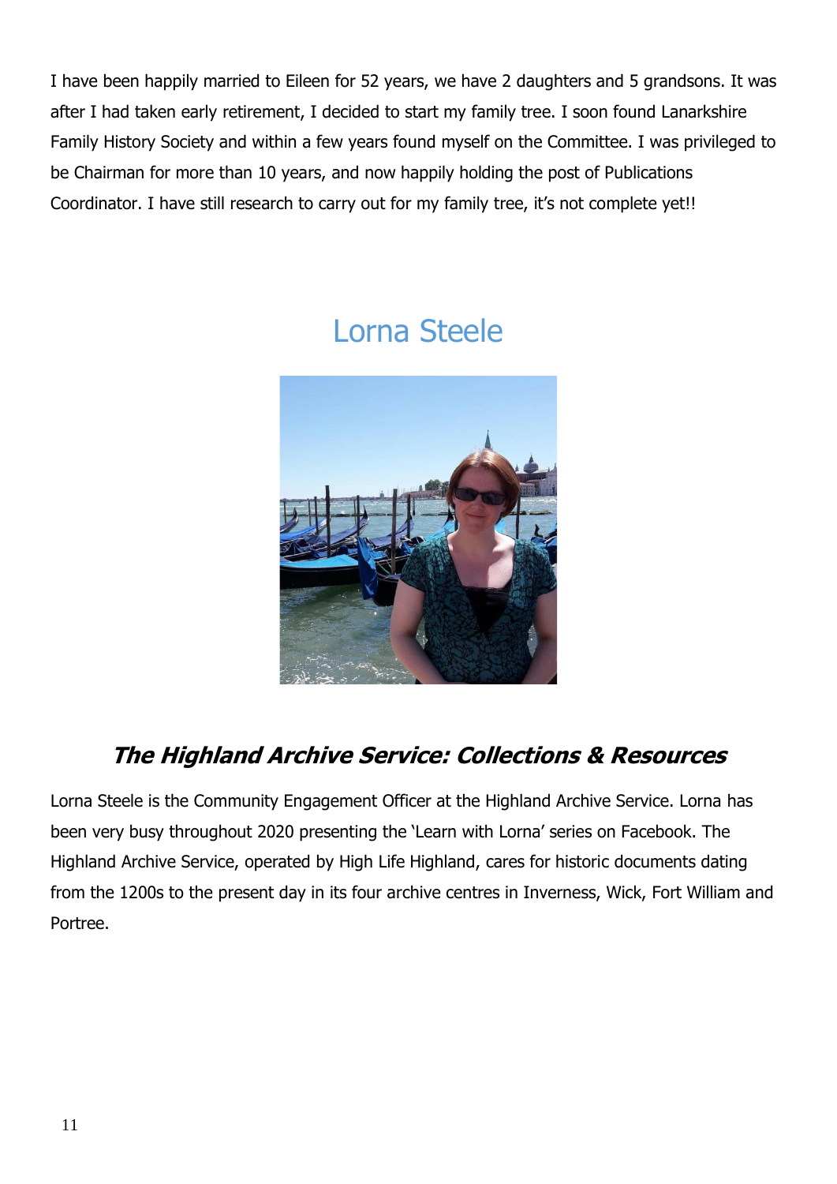I have been happily married to Eileen for 52 years, we have 2 daughters and 5 grandsons. It was after I had taken early retirement, I decided to start my family tree. I soon found Lanarkshire Family History Society and within a few years found myself on the Committee. I was privileged to be Chairman for more than 10 years, and now happily holding the post of Publications Coordinator. I have still research to carry out for my family tree, it's not complete yet!!

# Lorna Steele

## ***The Highland Archive Service: Collections & Resources***

Lorna Steele is the Community Engagement Officer at the Highland Archive Service. Lorna has been very busy throughout 2020 presenting the 'Learn with Lorna' series on Facebook. The Highland Archive Service, operated by High Life Highland, cares for historic documents dating from the 1200s to the present day in its four archive centres in Inverness, Wick, Fort William and Portree.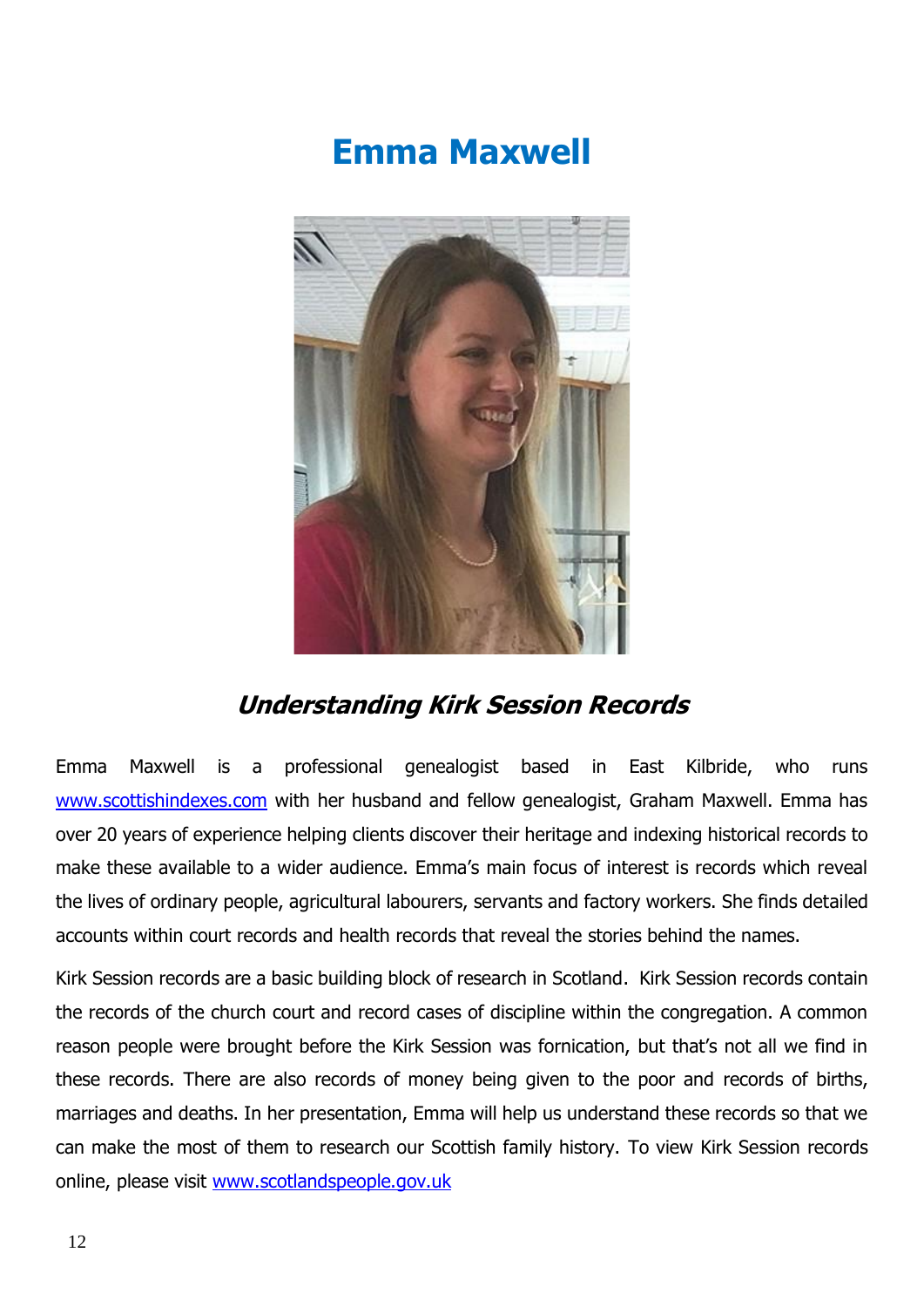# Emma Maxwell

## *Understanding Kirk Session Records*

Emma Maxwell is a professional genealogist based in East Kilbride, who runs [www.scottishindexes.com](http://www.scottishindexes.com) with her husband and fellow genealogist, Graham Maxwell. Emma has over 20 years of experience helping clients discover their heritage and indexing historical records to make these available to a wider audience. Emma's main focus of interest is records which reveal the lives of ordinary people, agricultural labourers, servants and factory workers. She finds detailed accounts within court records and health records that reveal the stories behind the names.

Kirk Session records are a basic building block of research in Scotland. Kirk Session records contain the records of the church court and record cases of discipline within the congregation. A common reason people were brought before the Kirk Session was fornication, but that's not all we find in these records. There are also records of money being given to the poor and records of births, marriages and deaths. In her presentation, Emma will help us understand these records so that we can make the most of them to research our Scottish family history. To view Kirk Session records online, please visit [www.scotlandspeople.gov.uk](http://www.scotlandspeople.gov.uk)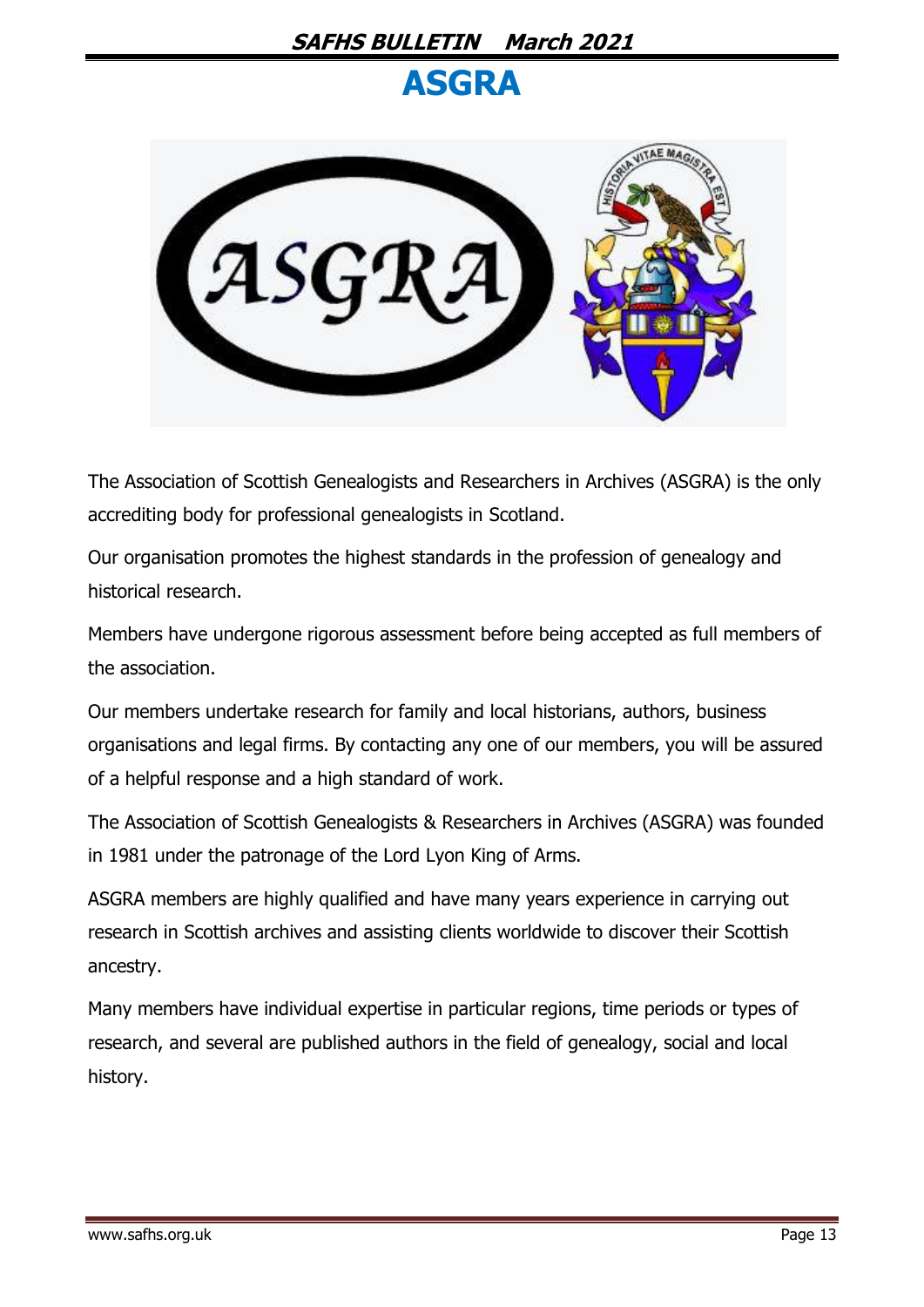# ASGRA

The Association of Scottish Genealogists and Researchers in Archives (ASGRA) is the only accrediting body for professional genealogists in Scotland.

Our organisation promotes the highest standards in the profession of genealogy and historical research.

Members have undergone rigorous assessment before being accepted as full members of the association.

Our members undertake research for family and local historians, authors, business organisations and legal firms. By contacting any one of our members, you will be assured of a helpful response and a high standard of work.

The Association of Scottish Genealogists & Researchers in Archives (ASGRA) was founded in 1981 under the patronage of the Lord Lyon King of Arms.

ASGRA members are highly qualified and have many years experience in carrying out research in Scottish archives and assisting clients worldwide to discover their Scottish ancestry.

Many members have individual expertise in particular regions, time periods or types of research, and several are published authors in the field of genealogy, social and local history.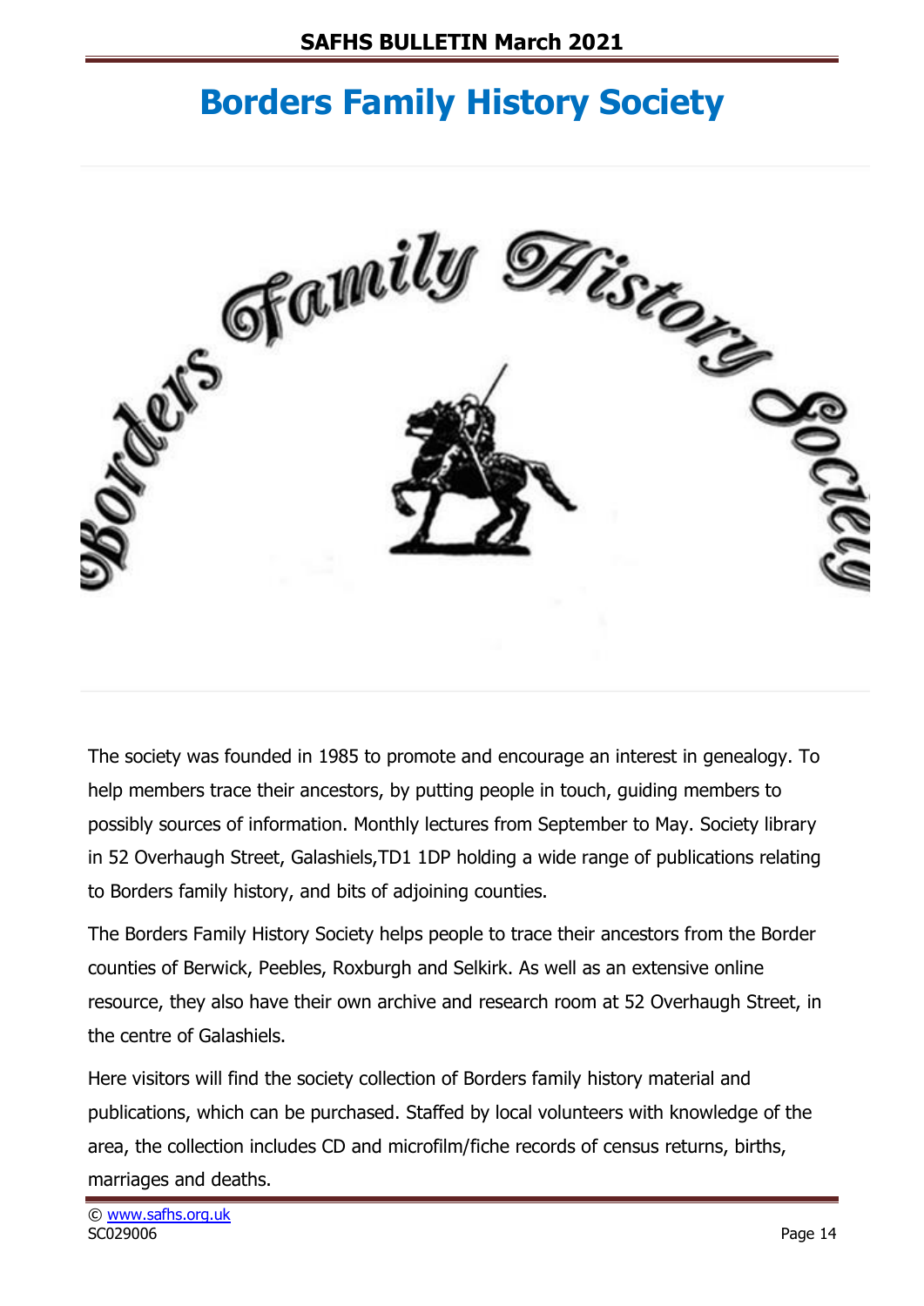# Borders Family History Society

The society was founded in 1985 to promote and encourage an interest in genealogy. To help members trace their ancestors, by putting people in touch, guiding members to possibly sources of information. Monthly lectures from September to May. Society library in 52 Overhaugh Street, Galashiels,TD1 1DP holding a wide range of publications relating to Borders family history, and bits of adjoining counties.

The Borders Family History Society helps people to trace their ancestors from the Border counties of Berwick, Peebles, Roxburgh and Selkirk. As well as an extensive online resource, they also have their own archive and research room at 52 Overhaugh Street, in the centre of Galashiels.

Here visitors will find the society collection of Borders family history material and publications, which can be purchased. Staffed by local volunteers with knowledge of the area, the collection includes CD and microfilm/fiche records of census returns, births, marriages and deaths.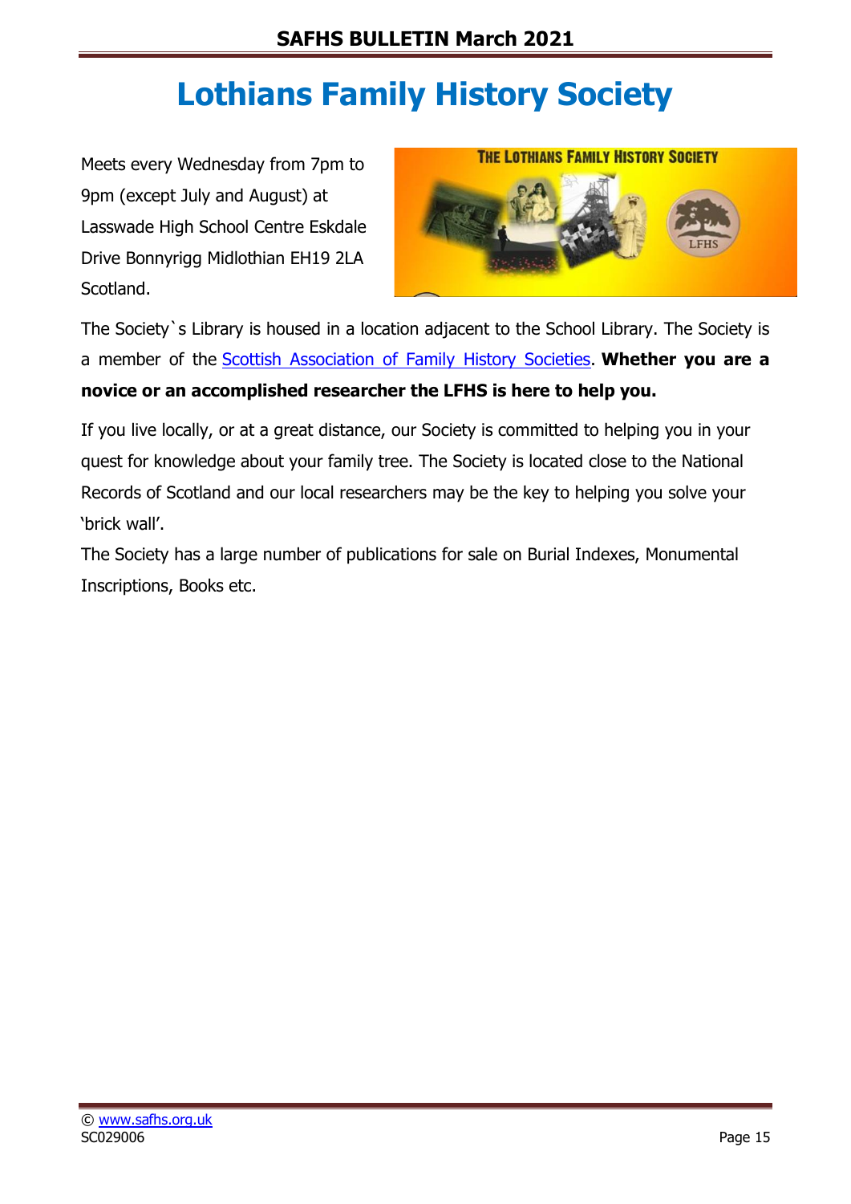# Lothians Family History Society

Meets every Wednesday from 7pm to 9pm (except July and August) at Lasswade High School Centre Eskdale Drive Bonnyrigg Midlothian EH19 2LA Scotland.

The Society`s Library is housed in a location adjacent to the School Library. The Society is a member of the Scottish Association of Family History Societies. **Whether you are a novice or an accomplished researcher the LFHS is here to help you.**

If you live locally, or at a great distance, our Society is committed to helping you in your quest for knowledge about your family tree. The Society is located close to the National Records of Scotland and our local researchers may be the key to helping you solve your 'brick wall'.

The Society has a large number of publications for sale on Burial Indexes, Monumental Inscriptions, Books etc.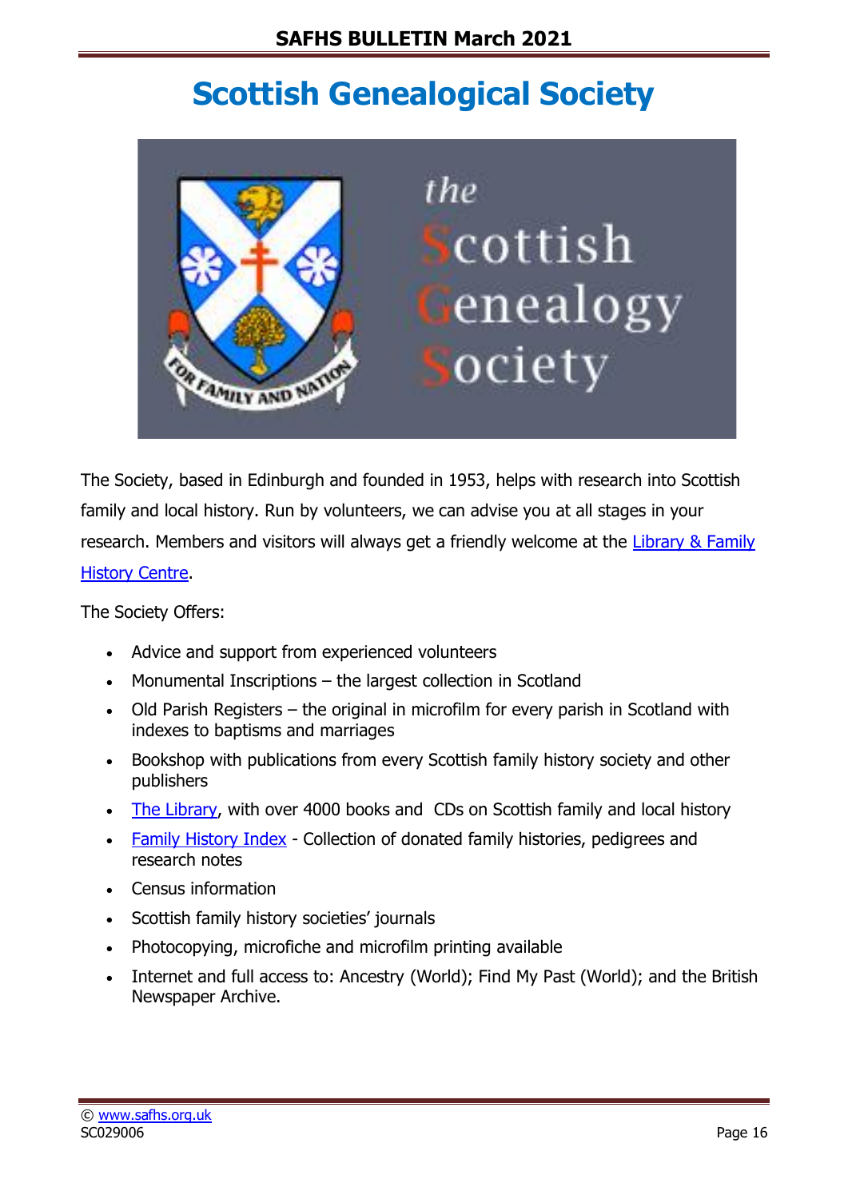# Scottish Genealogical Society

The Society, based in Edinburgh and founded in 1953, helps with research into Scottish family and local history. Run by volunteers, we can advise you at all stages in your research. Members and visitors will always get a friendly welcome at the Library & Family History Centre.

The Society Offers:

- Advice and support from experienced volunteers
- Monumental Inscriptions – the largest collection in Scotland
- Old Parish Registers – the original in microfilm for every parish in Scotland with indexes to baptisms and marriages
- Bookshop with publications from every Scottish family history society and other publishers
- The Library, with over 4000 books and CDs on Scottish family and local history
- Family History Index - Collection of donated family histories, pedigrees and research notes
- Census information
- Scottish family history societies' journals
- Photocopying, microfiche and microfilm printing available
- Internet and full access to: Ancestry (World); Find My Past (World); and the British Newspaper Archive.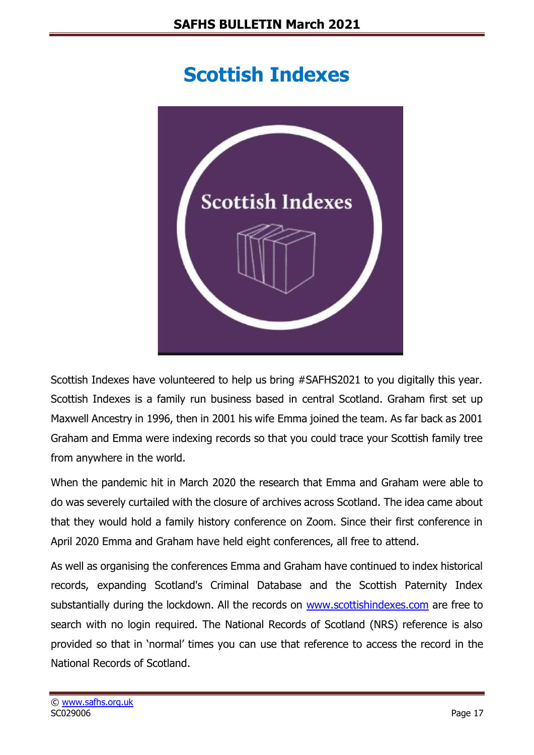# Scottish Indexes

Scottish Indexes have volunteered to help us bring #SAFHS2021 to you digitally this year. Scottish Indexes is a family run business based in central Scotland. Graham first set up Maxwell Ancestry in 1996, then in 2001 his wife Emma joined the team. As far back as 2001 Graham and Emma were indexing records so that you could trace your Scottish family tree from anywhere in the world.

When the pandemic hit in March 2020 the research that Emma and Graham were able to do was severely curtailed with the closure of archives across Scotland. The idea came about that they would hold a family history conference on Zoom. Since their first conference in April 2020 Emma and Graham have held eight conferences, all free to attend.

As well as organising the conferences Emma and Graham have continued to index historical records, expanding Scotland's Criminal Database and the Scottish Paternity Index substantially during the lockdown. All the records on www.scottishindexes.com are free to search with no login required. The National Records of Scotland (NRS) reference is also provided so that in 'normal' times you can use that reference to access the record in the National Records of Scotland.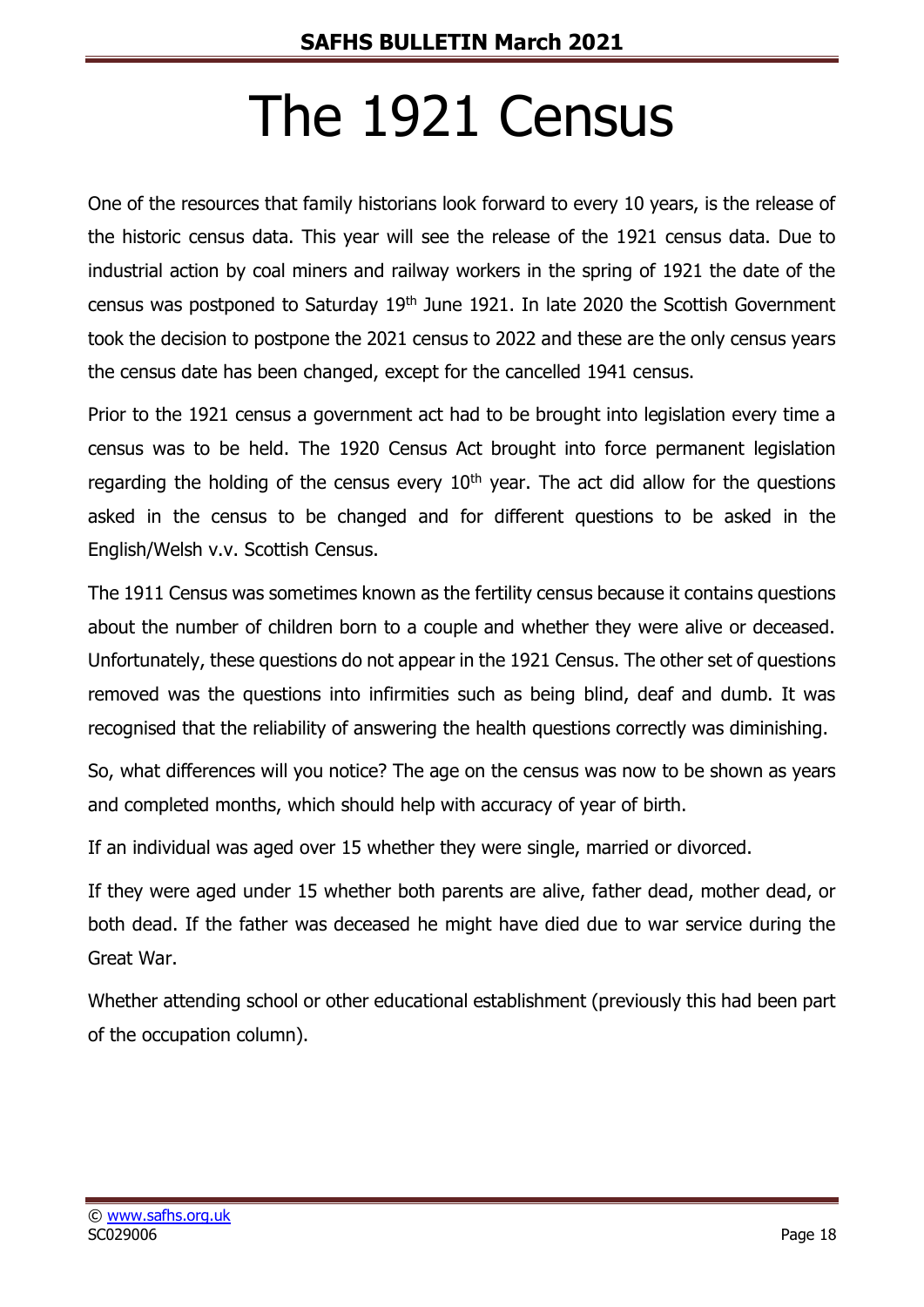# The 1921 Census

One of the resources that family historians look forward to every 10 years, is the release of the historic census data. This year will see the release of the 1921 census data. Due to industrial action by coal miners and railway workers in the spring of 1921 the date of the census was postponed to Saturday 19th June 1921. In late 2020 the Scottish Government took the decision to postpone the 2021 census to 2022 and these are the only census years the census date has been changed, except for the cancelled 1941 census.

Prior to the 1921 census a government act had to be brought into legislation every time a census was to be held. The 1920 Census Act brought into force permanent legislation regarding the holding of the census every 10th year. The act did allow for the questions asked in the census to be changed and for different questions to be asked in the English/Welsh v.v. Scottish Census.

The 1911 Census was sometimes known as the fertility census because it contains questions about the number of children born to a couple and whether they were alive or deceased. Unfortunately, these questions do not appear in the 1921 Census. The other set of questions removed was the questions into infirmities such as being blind, deaf and dumb. It was recognised that the reliability of answering the health questions correctly was diminishing.

So, what differences will you notice? The age on the census was now to be shown as years and completed months, which should help with accuracy of year of birth.

If an individual was aged over 15 whether they were single, married or divorced.

If they were aged under 15 whether both parents are alive, father dead, mother dead, or both dead. If the father was deceased he might have died due to war service during the Great War.

Whether attending school or other educational establishment (previously this had been part of the occupation column).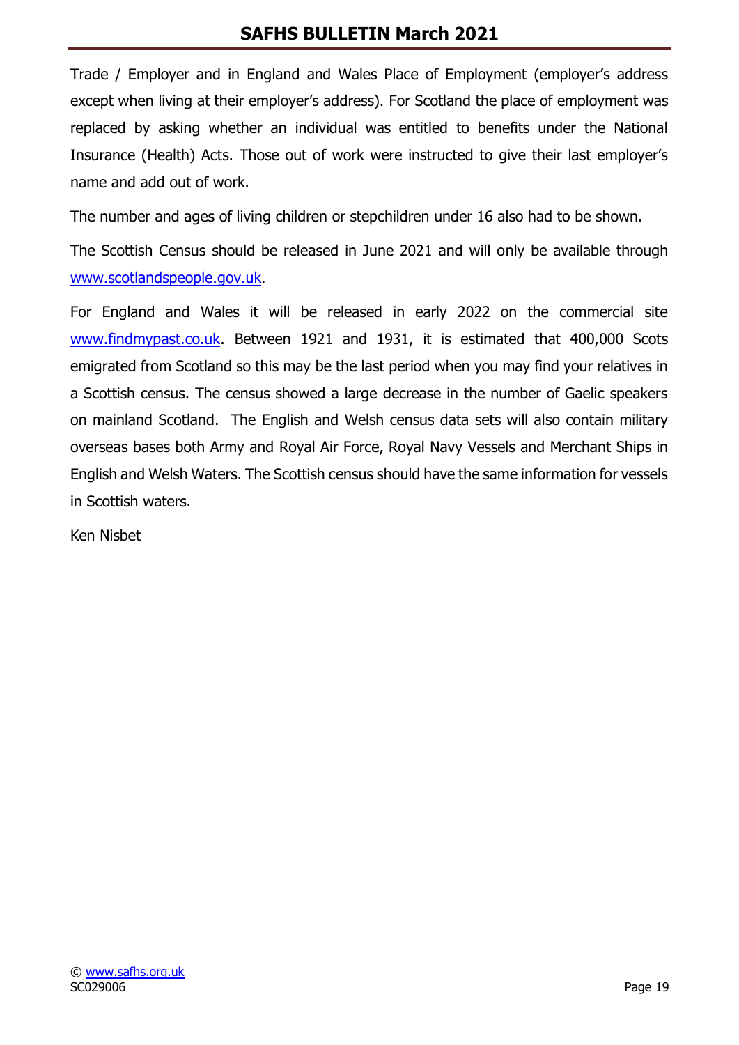Trade / Employer and in England and Wales Place of Employment (employer's address except when living at their employer's address). For Scotland the place of employment was replaced by asking whether an individual was entitled to benefits under the National Insurance (Health) Acts. Those out of work were instructed to give their last employer's name and add out of work.

The number and ages of living children or stepchildren under 16 also had to be shown.

The Scottish Census should be released in June 2021 and will only be available through [www.scotlandspeople.gov.uk](www.scotlandspeople.gov.uk).

For England and Wales it will be released in early 2022 on the commercial site [www.findmypast.co.uk](www.findmypast.co.uk). Between 1921 and 1931, it is estimated that 400,000 Scots emigrated from Scotland so this may be the last period when you may find your relatives in a Scottish census. The census showed a large decrease in the number of Gaelic speakers on mainland Scotland. The English and Welsh census data sets will also contain military overseas bases both Army and Royal Air Force, Royal Navy Vessels and Merchant Ships in English and Welsh Waters. The Scottish census should have the same information for vessels in Scottish waters.

Ken Nisbet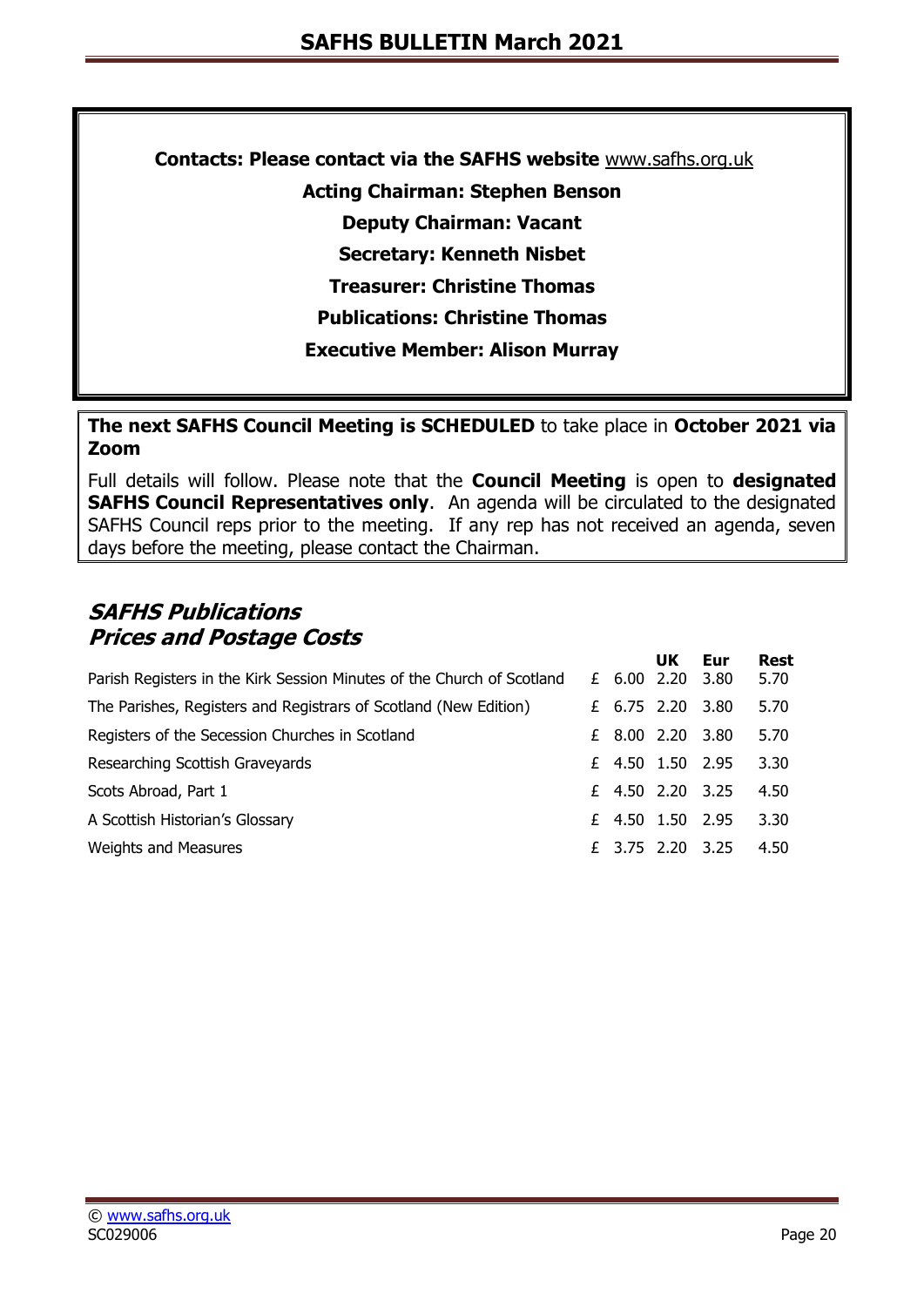**Contacts: Please contact via the SAFHS website** www.safhs.org.uk

**Acting Chairman: Stephen Benson**

**Deputy Chairman: Vacant**

**Secretary: Kenneth Nisbet**

**Treasurer: Christine Thomas**

**Publications: Christine Thomas**

**Executive Member: Alison Murray**

**The next SAFHS Council Meeting is SCHEDULED** to take place in **October 2021 via Zoom**

Full details will follow. Please note that the **Council Meeting** is open to **designated SAFHS Council Representatives only**. An agenda will be circulated to the designated SAFHS Council reps prior to the meeting. If any rep has not received an agenda, seven days before the meeting, please contact the Chairman.

## *SAFHS Publications*
## *Prices and Postage Costs*

| | | **UK** | **Eur** | **Rest** |
|---|---|---|---|---|
| Parish Registers in the Kirk Session Minutes of the Church of Scotland | £ 6.00 | 2.20 | 3.80 | 5.70 |
| The Parishes, Registers and Registrars of Scotland (New Edition) | £ 6.75 | 2.20 | 3.80 | 5.70 |
| Registers of the Secession Churches in Scotland | £ 8.00 | 2.20 | 3.80 | 5.70 |
| Researching Scottish Graveyards | £ 4.50 | 1.50 | 2.95 | 3.30 |
| Scots Abroad, Part 1 | £ 4.50 | 2.20 | 3.25 | 4.50 |
| A Scottish Historian's Glossary | £ 4.50 | 1.50 | 2.95 | 3.30 |
| Weights and Measures | £ 3.75 | 2.20 | 3.25 | 4.50 |